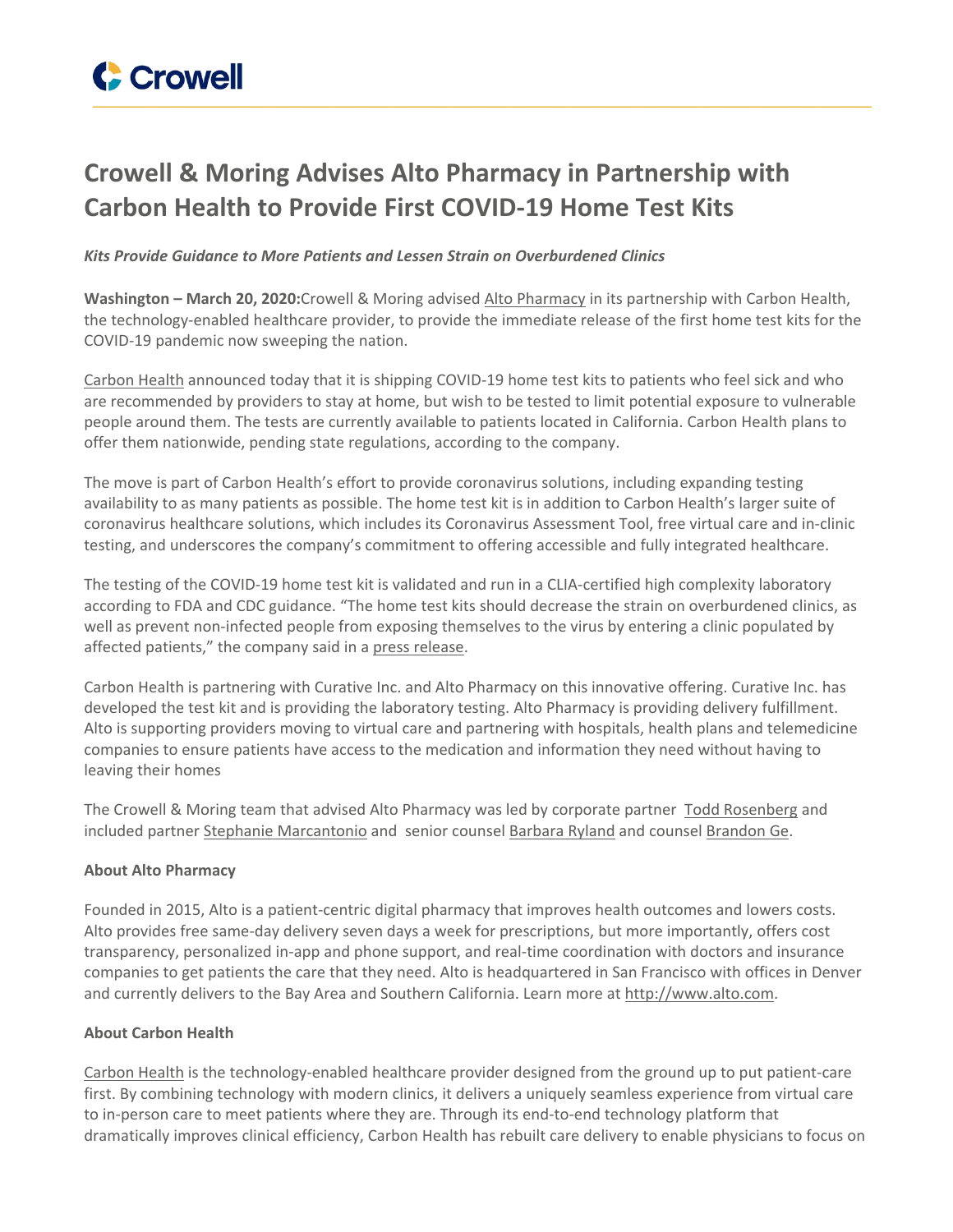# Crowell & Moring Advises Alto Pharmacy in Partnership with Carbon Health to Provide First COVID-19 Home Test Kits

***Kits Provide Guidance to More Patients and Lessen Strain on Overburdened Clinics***

**Washington – March 20, 2020:** Crowell & Moring advised Alto Pharmacy in its partnership with Carbon Health, the technology-enabled healthcare provider, to provide the immediate release of the first home test kits for the COVID-19 pandemic now sweeping the nation.

Carbon Health announced today that it is shipping COVID-19 home test kits to patients who feel sick and who are recommended by providers to stay at home, but wish to be tested to limit potential exposure to vulnerable people around them. The tests are currently available to patients located in California. Carbon Health plans to offer them nationwide, pending state regulations, according to the company.

The move is part of Carbon Health's effort to provide coronavirus solutions, including expanding testing availability to as many patients as possible. The home test kit is in addition to Carbon Health's larger suite of coronavirus healthcare solutions, which includes its Coronavirus Assessment Tool, free virtual care and in-clinic testing, and underscores the company's commitment to offering accessible and fully integrated healthcare.

The testing of the COVID-19 home test kit is validated and run in a CLIA-certified high complexity laboratory according to FDA and CDC guidance. "The home test kits should decrease the strain on overburdened clinics, as well as prevent non-infected people from exposing themselves to the virus by entering a clinic populated by affected patients," the company said in a press release.

Carbon Health is partnering with Curative Inc. and Alto Pharmacy on this innovative offering. Curative Inc. has developed the test kit and is providing the laboratory testing. Alto Pharmacy is providing delivery fulfillment. Alto is supporting providers moving to virtual care and partnering with hospitals, health plans and telemedicine companies to ensure patients have access to the medication and information they need without having to leaving their homes

The Crowell & Moring team that advised Alto Pharmacy was led by corporate partner Todd Rosenberg and included partner Stephanie Marcantonio and senior counsel Barbara Ryland and counsel Brandon Ge.

**About Alto Pharmacy**

Founded in 2015, Alto is a patient-centric digital pharmacy that improves health outcomes and lowers costs. Alto provides free same-day delivery seven days a week for prescriptions, but more importantly, offers cost transparency, personalized in-app and phone support, and real-time coordination with doctors and insurance companies to get patients the care that they need. Alto is headquartered in San Francisco with offices in Denver and currently delivers to the Bay Area and Southern California. Learn more at http://www.alto.com.

**About Carbon Health**

Carbon Health is the technology-enabled healthcare provider designed from the ground up to put patient-care first. By combining technology with modern clinics, it delivers a uniquely seamless experience from virtual care to in-person care to meet patients where they are. Through its end-to-end technology platform that dramatically improves clinical efficiency, Carbon Health has rebuilt care delivery to enable physicians to focus on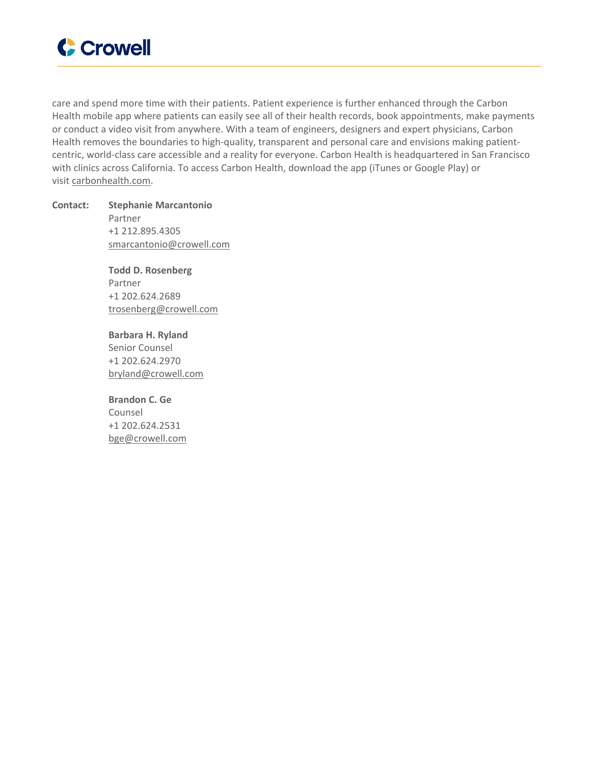care and spend more time with their patients. Patient experience is further enhanced through the Carbon Health mobile app where patients can easily see all of their health records, book appointments, make payments or conduct a video visit from anywhere. With a team of engineers, designers and expert physicians, Carbon Health removes the boundaries to high-quality, transparent and personal care and envisions making patient-centric, world-class care accessible and a reality for everyone. Carbon Health is headquartered in San Francisco with clinics across California. To access Carbon Health, download the app (iTunes or Google Play) or visit carbonhealth.com.

**Contact:**

**Stephanie Marcantonio**
Partner
+1 212.895.4305
smarcantonio@crowell.com

**Todd D. Rosenberg**
Partner
+1 202.624.2689
trosenberg@crowell.com

**Barbara H. Ryland**
Senior Counsel
+1 202.624.2970
bryland@crowell.com

**Brandon C. Ge**
Counsel
+1 202.624.2531
bge@crowell.com